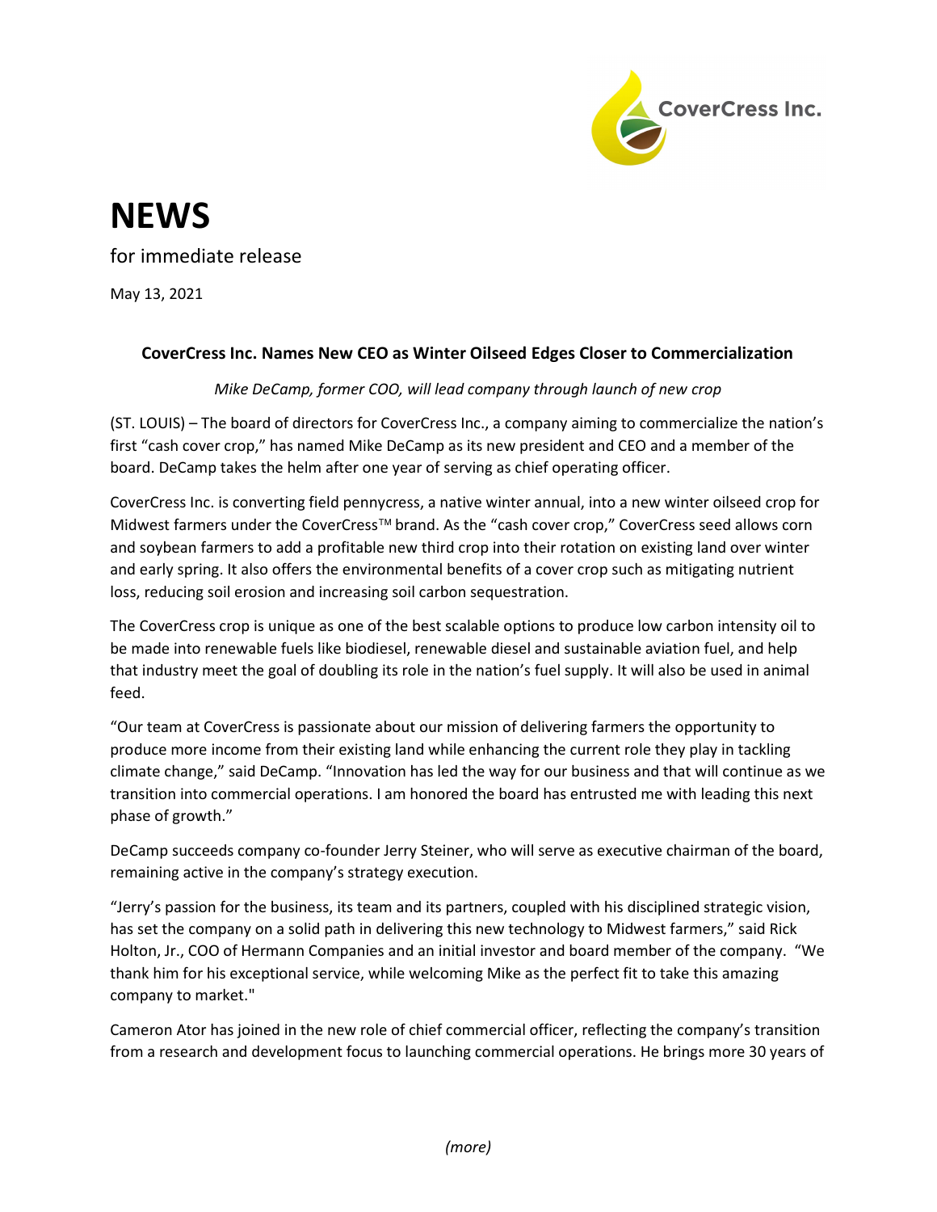CoverCress Inc.

# NEWS

for immediate release

May 13, 2021

### CoverCress Inc. Names New CEO as Winter Oilseed Edges Closer to Commercialization

*Mike DeCamp, former COO, will lead company through launch of new crop*

(ST. LOUIS) – The board of directors for CoverCress Inc., a company aiming to commercialize the nation's first "cash cover crop," has named Mike DeCamp as its new president and CEO and a member of the board. DeCamp takes the helm after one year of serving as chief operating officer.

CoverCress Inc. is converting field pennycress, a native winter annual, into a new winter oilseed crop for Midwest farmers under the CoverCress™ brand. As the "cash cover crop," CoverCress seed allows corn and soybean farmers to add a profitable new third crop into their rotation on existing land over winter and early spring. It also offers the environmental benefits of a cover crop such as mitigating nutrient loss, reducing soil erosion and increasing soil carbon sequestration.

The CoverCress crop is unique as one of the best scalable options to produce low carbon intensity oil to be made into renewable fuels like biodiesel, renewable diesel and sustainable aviation fuel, and help that industry meet the goal of doubling its role in the nation's fuel supply. It will also be used in animal feed.

"Our team at CoverCress is passionate about our mission of delivering farmers the opportunity to produce more income from their existing land while enhancing the current role they play in tackling climate change," said DeCamp. "Innovation has led the way for our business and that will continue as we transition into commercial operations. I am honored the board has entrusted me with leading this next phase of growth."

DeCamp succeeds company co-founder Jerry Steiner, who will serve as executive chairman of the board, remaining active in the company's strategy execution.

"Jerry's passion for the business, its team and its partners, coupled with his disciplined strategic vision, has set the company on a solid path in delivering this new technology to Midwest farmers," said Rick Holton, Jr., COO of Hermann Companies and an initial investor and board member of the company. "We thank him for his exceptional service, while welcoming Mike as the perfect fit to take this amazing company to market."

Cameron Ator has joined in the new role of chief commercial officer, reflecting the company's transition from a research and development focus to launching commercial operations. He brings more 30 years of

*(more)*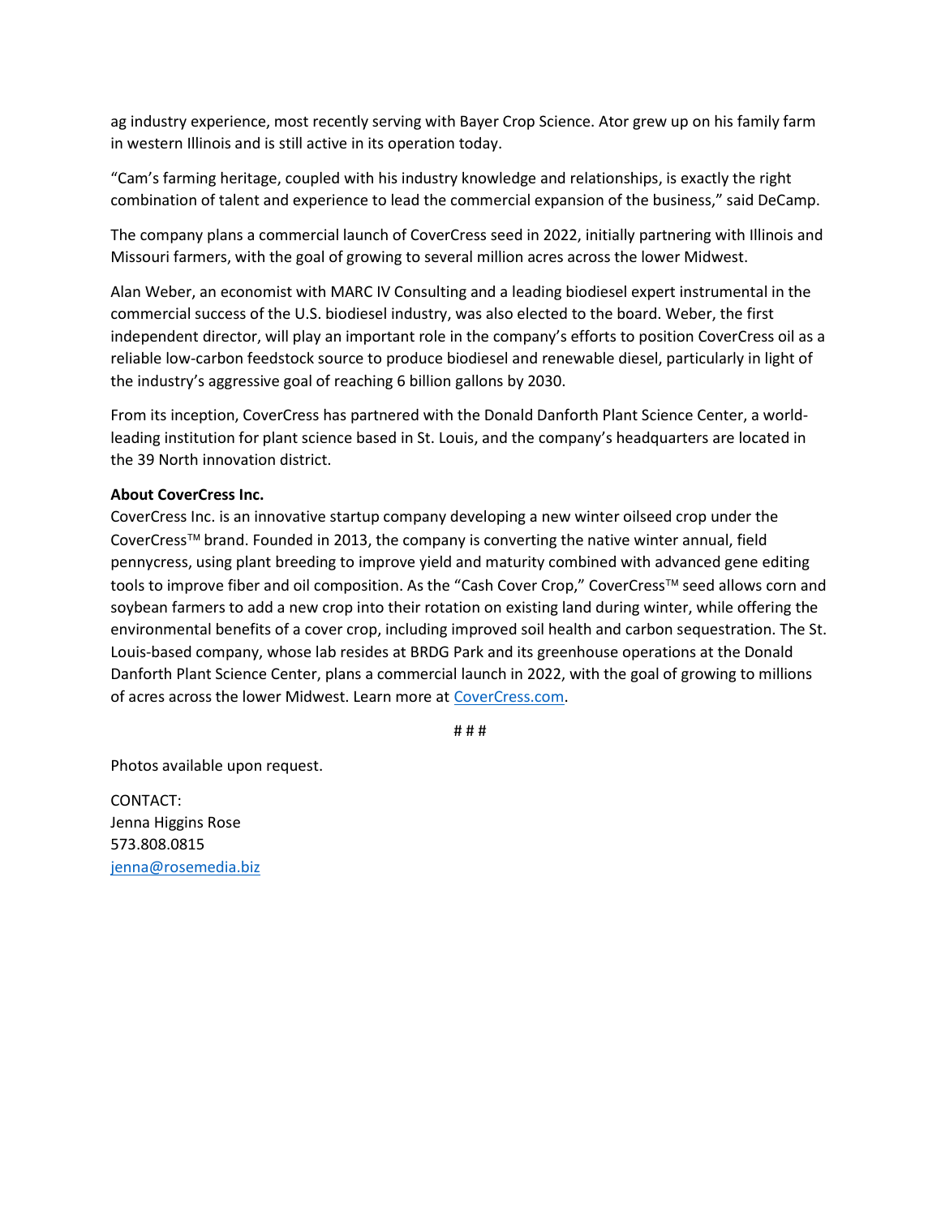ag industry experience, most recently serving with Bayer Crop Science. Ator grew up on his family farm in western Illinois and is still active in its operation today.

"Cam's farming heritage, coupled with his industry knowledge and relationships, is exactly the right combination of talent and experience to lead the commercial expansion of the business," said DeCamp.

The company plans a commercial launch of CoverCress seed in 2022, initially partnering with Illinois and Missouri farmers, with the goal of growing to several million acres across the lower Midwest.

Alan Weber, an economist with MARC IV Consulting and a leading biodiesel expert instrumental in the commercial success of the U.S. biodiesel industry, was also elected to the board. Weber, the first independent director, will play an important role in the company's efforts to position CoverCress oil as a reliable low-carbon feedstock source to produce biodiesel and renewable diesel, particularly in light of the industry's aggressive goal of reaching 6 billion gallons by 2030.

From its inception, CoverCress has partnered with the Donald Danforth Plant Science Center, a world-leading institution for plant science based in St. Louis, and the company's headquarters are located in the 39 North innovation district.

**About CoverCress Inc.**

CoverCress Inc. is an innovative startup company developing a new winter oilseed crop under the CoverCress™ brand. Founded in 2013, the company is converting the native winter annual, field pennycress, using plant breeding to improve yield and maturity combined with advanced gene editing tools to improve fiber and oil composition. As the "Cash Cover Crop," CoverCress™ seed allows corn and soybean farmers to add a new crop into their rotation on existing land during winter, while offering the environmental benefits of a cover crop, including improved soil health and carbon sequestration. The St. Louis-based company, whose lab resides at BRDG Park and its greenhouse operations at the Donald Danforth Plant Science Center, plans a commercial launch in 2022, with the goal of growing to millions of acres across the lower Midwest. Learn more at [CoverCress.com](CoverCress.com).

# # #

Photos available upon request.

CONTACT:
Jenna Higgins Rose
573.808.0815
[jenna@rosemedia.biz](mailto:jenna@rosemedia.biz)